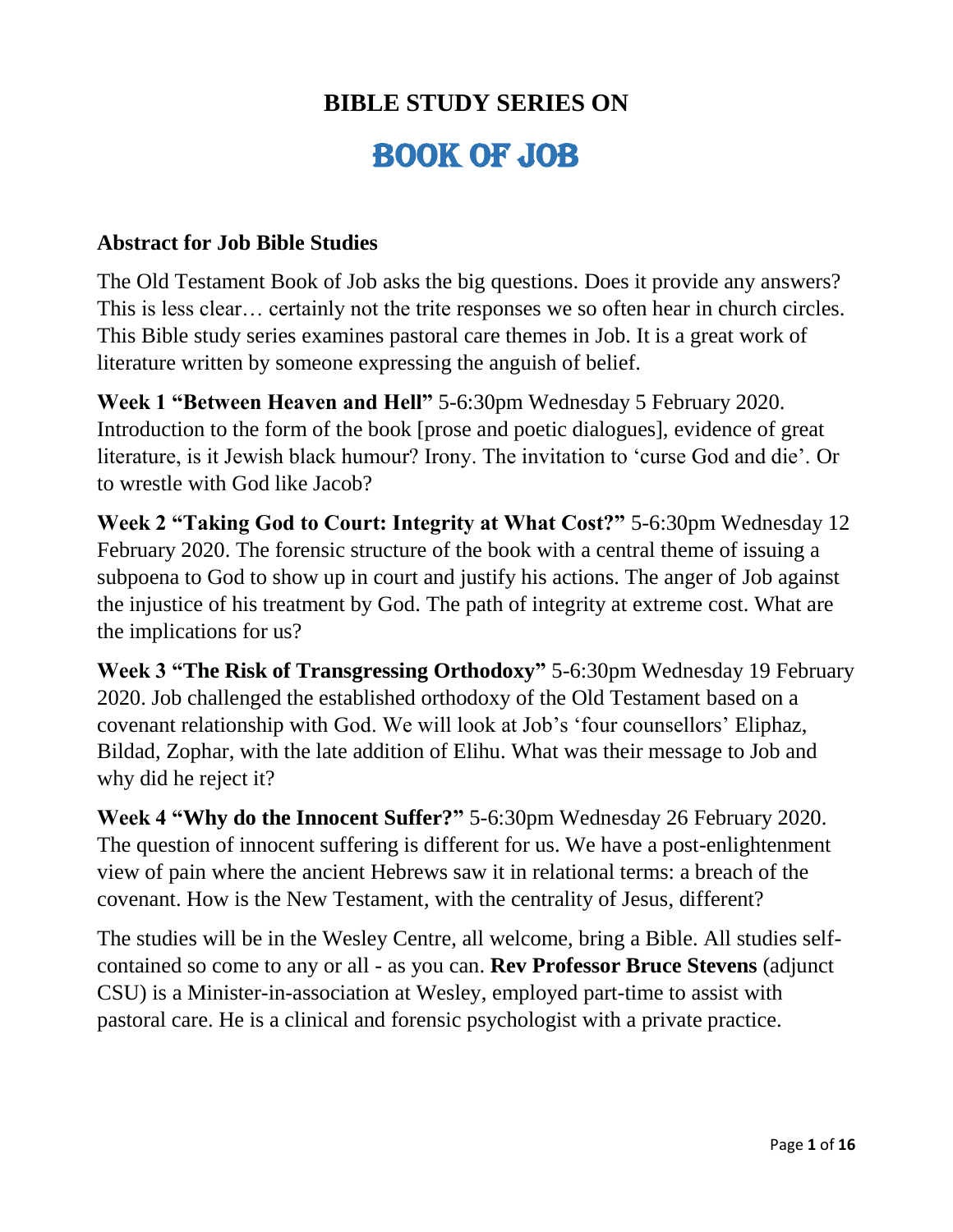# BIBLE STUDY SERIES ON

# BOOK OF JOB

## Abstract for Job Bible Studies

The Old Testament Book of Job asks the big questions. Does it provide any answers? This is less clear… certainly not the trite responses we so often hear in church circles. This Bible study series examines pastoral care themes in Job. It is a great work of literature written by someone expressing the anguish of belief.

**Week 1 "Between Heaven and Hell"** 5-6:30pm Wednesday 5 February 2020. Introduction to the form of the book [prose and poetic dialogues], evidence of great literature, is it Jewish black humour? Irony. The invitation to 'curse God and die'. Or to wrestle with God like Jacob?

**Week 2 "Taking God to Court: Integrity at What Cost?"** 5-6:30pm Wednesday 12 February 2020. The forensic structure of the book with a central theme of issuing a subpoena to God to show up in court and justify his actions. The anger of Job against the injustice of his treatment by God. The path of integrity at extreme cost. What are the implications for us?

**Week 3 "The Risk of Transgressing Orthodoxy"** 5-6:30pm Wednesday 19 February 2020. Job challenged the established orthodoxy of the Old Testament based on a covenant relationship with God. We will look at Job's 'four counsellors' Eliphaz, Bildad, Zophar, with the late addition of Elihu. What was their message to Job and why did he reject it?

**Week 4 "Why do the Innocent Suffer?"** 5-6:30pm Wednesday 26 February 2020. The question of innocent suffering is different for us. We have a post-enlightenment view of pain where the ancient Hebrews saw it in relational terms: a breach of the covenant. How is the New Testament, with the centrality of Jesus, different?

The studies will be in the Wesley Centre, all welcome, bring a Bible. All studies self-contained so come to any or all - as you can. **Rev Professor Bruce Stevens** (adjunct CSU) is a Minister-in-association at Wesley, employed part-time to assist with pastoral care. He is a clinical and forensic psychologist with a private practice.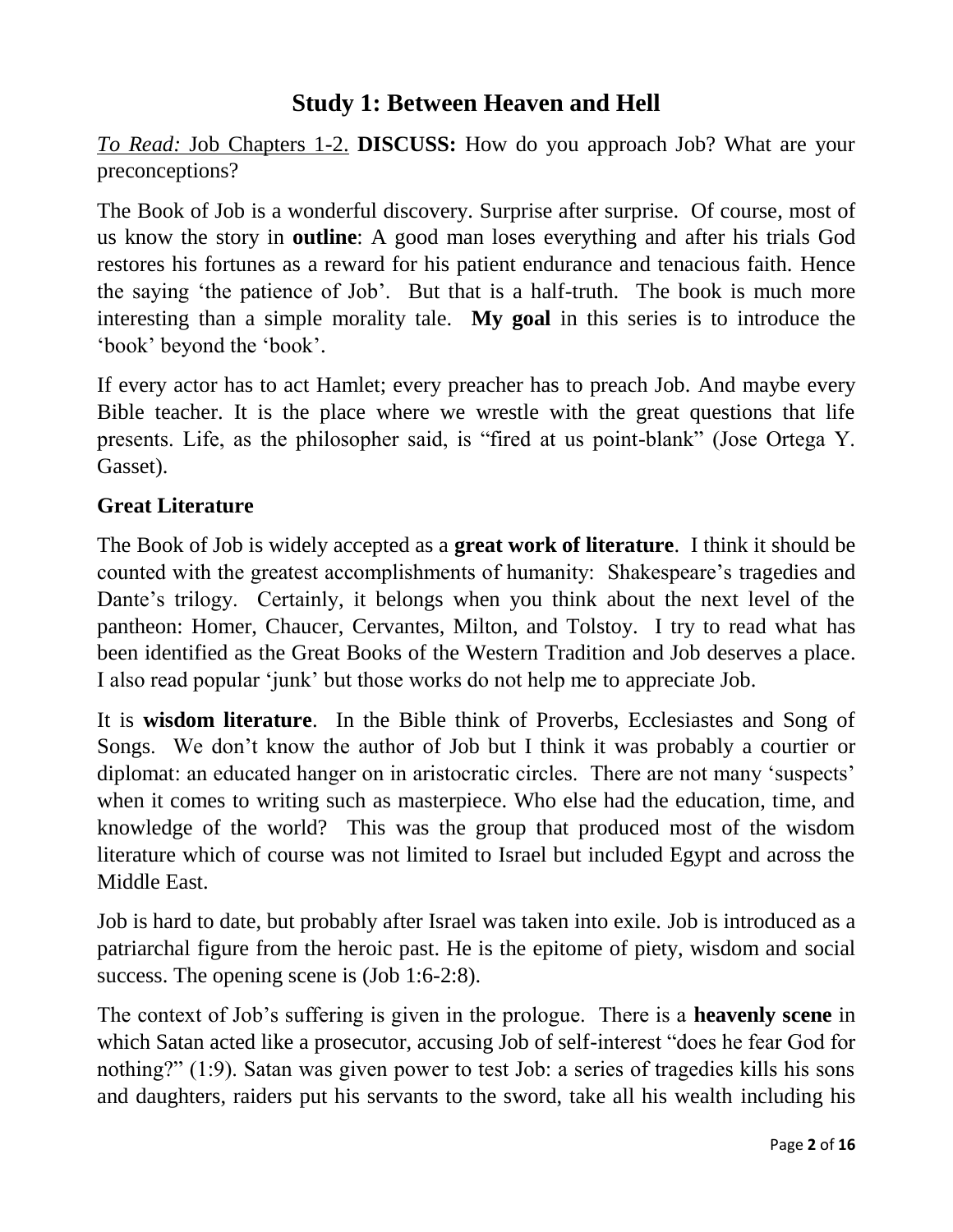# Study 1: Between Heaven and Hell

*To Read:* Job Chapters 1-2. **DISCUSS:** How do you approach Job? What are your preconceptions?

The Book of Job is a wonderful discovery. Surprise after surprise. Of course, most of us know the story in **outline**: A good man loses everything and after his trials God restores his fortunes as a reward for his patient endurance and tenacious faith. Hence the saying 'the patience of Job'. But that is a half-truth. The book is much more interesting than a simple morality tale. **My goal** in this series is to introduce the 'book' beyond the 'book'.

If every actor has to act Hamlet; every preacher has to preach Job. And maybe every Bible teacher. It is the place where we wrestle with the great questions that life presents. Life, as the philosopher said, is "fired at us point-blank" (Jose Ortega Y. Gasset).

## Great Literature

The Book of Job is widely accepted as a **great work of literature**. I think it should be counted with the greatest accomplishments of humanity: Shakespeare's tragedies and Dante's trilogy. Certainly, it belongs when you think about the next level of the pantheon: Homer, Chaucer, Cervantes, Milton, and Tolstoy. I try to read what has been identified as the Great Books of the Western Tradition and Job deserves a place. I also read popular 'junk' but those works do not help me to appreciate Job.

It is **wisdom literature**. In the Bible think of Proverbs, Ecclesiastes and Song of Songs. We don't know the author of Job but I think it was probably a courtier or diplomat: an educated hanger on in aristocratic circles. There are not many 'suspects' when it comes to writing such as masterpiece. Who else had the education, time, and knowledge of the world? This was the group that produced most of the wisdom literature which of course was not limited to Israel but included Egypt and across the Middle East.

Job is hard to date, but probably after Israel was taken into exile. Job is introduced as a patriarchal figure from the heroic past. He is the epitome of piety, wisdom and social success. The opening scene is (Job 1:6-2:8).

The context of Job's suffering is given in the prologue. There is a **heavenly scene** in which Satan acted like a prosecutor, accusing Job of self-interest "does he fear God for nothing?" (1:9). Satan was given power to test Job: a series of tragedies kills his sons and daughters, raiders put his servants to the sword, take all his wealth including his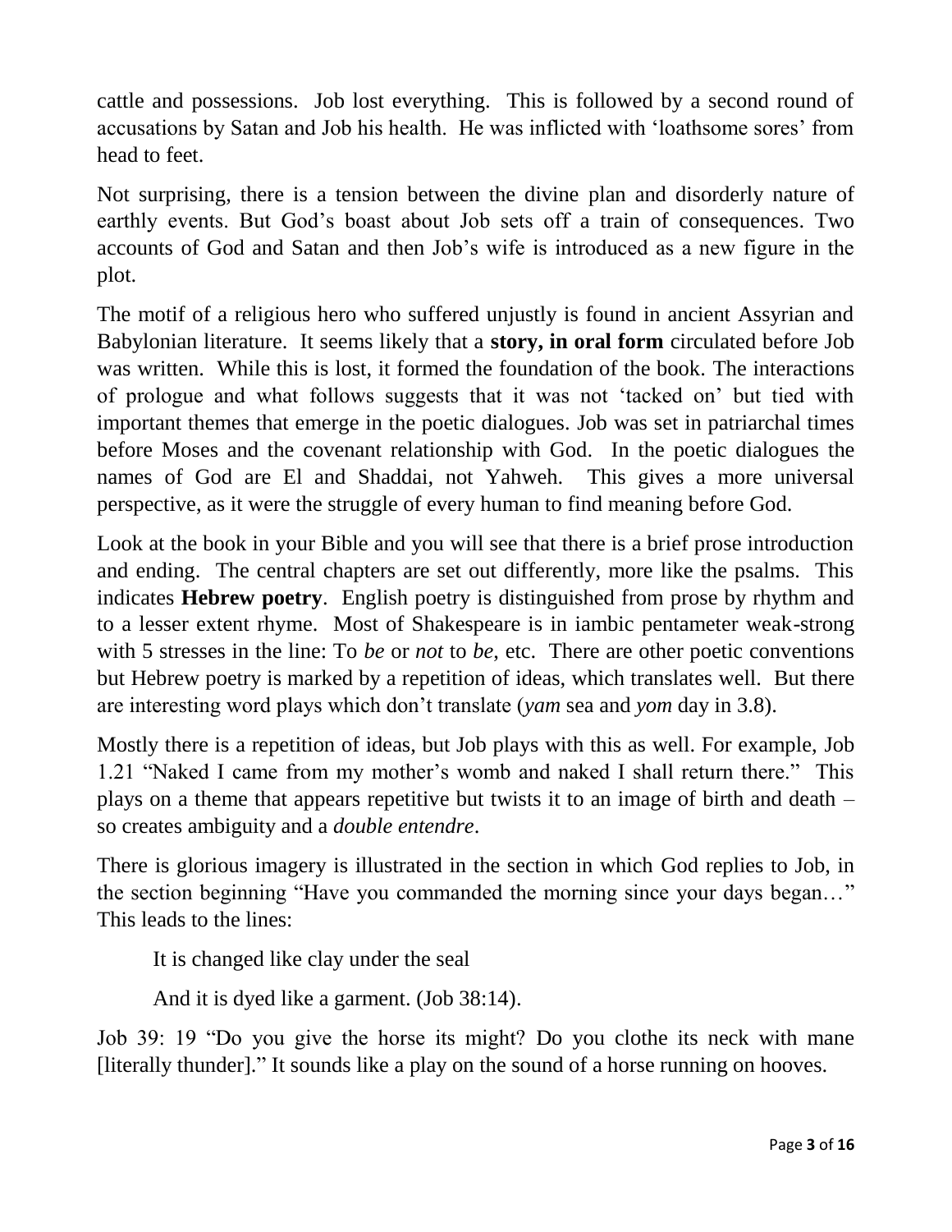cattle and possessions. Job lost everything. This is followed by a second round of accusations by Satan and Job his health. He was inflicted with 'loathsome sores' from head to feet.

Not surprising, there is a tension between the divine plan and disorderly nature of earthly events. But God's boast about Job sets off a train of consequences. Two accounts of God and Satan and then Job's wife is introduced as a new figure in the plot.

The motif of a religious hero who suffered unjustly is found in ancient Assyrian and Babylonian literature. It seems likely that a **story, in oral form** circulated before Job was written. While this is lost, it formed the foundation of the book. The interactions of prologue and what follows suggests that it was not 'tacked on' but tied with important themes that emerge in the poetic dialogues. Job was set in patriarchal times before Moses and the covenant relationship with God. In the poetic dialogues the names of God are El and Shaddai, not Yahweh. This gives a more universal perspective, as it were the struggle of every human to find meaning before God.

Look at the book in your Bible and you will see that there is a brief prose introduction and ending. The central chapters are set out differently, more like the psalms. This indicates **Hebrew poetry**. English poetry is distinguished from prose by rhythm and to a lesser extent rhyme. Most of Shakespeare is in iambic pentameter weak-strong with 5 stresses in the line: To *be* or *not* to *be*, etc. There are other poetic conventions but Hebrew poetry is marked by a repetition of ideas, which translates well. But there are interesting word plays which don't translate (*yam* sea and *yom* day in 3.8).

Mostly there is a repetition of ideas, but Job plays with this as well. For example, Job 1.21 "Naked I came from my mother's womb and naked I shall return there." This plays on a theme that appears repetitive but twists it to an image of birth and death – so creates ambiguity and a *double entendre*.

There is glorious imagery is illustrated in the section in which God replies to Job, in the section beginning "Have you commanded the morning since your days began…" This leads to the lines:

> It is changed like clay under the seal
>
> And it is dyed like a garment. (Job 38:14).

Job 39: 19 "Do you give the horse its might? Do you clothe its neck with mane [literally thunder]." It sounds like a play on the sound of a horse running on hooves.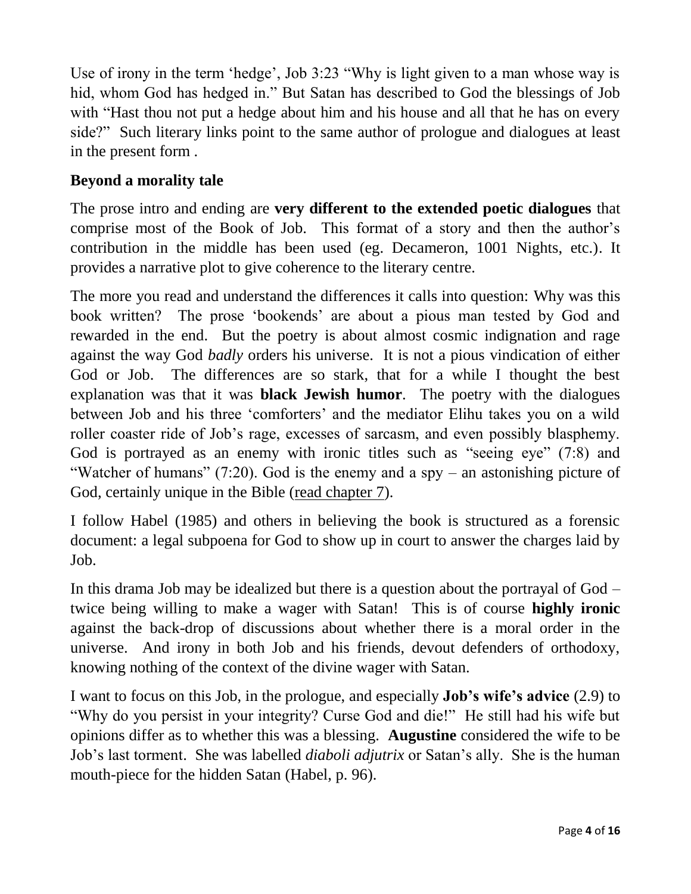Use of irony in the term 'hedge', Job 3:23 "Why is light given to a man whose way is hid, whom God has hedged in." But Satan has described to God the blessings of Job with "Hast thou not put a hedge about him and his house and all that he has on every side?" Such literary links point to the same author of prologue and dialogues at least in the present form .

**Beyond a morality tale**

The prose intro and ending are **very different to the extended poetic dialogues** that comprise most of the Book of Job. This format of a story and then the author's contribution in the middle has been used (eg. Decameron, 1001 Nights, etc.). It provides a narrative plot to give coherence to the literary centre.

The more you read and understand the differences it calls into question: Why was this book written? The prose 'bookends' are about a pious man tested by God and rewarded in the end. But the poetry is about almost cosmic indignation and rage against the way God *badly* orders his universe. It is not a pious vindication of either God or Job. The differences are so stark, that for a while I thought the best explanation was that it was **black Jewish humor**. The poetry with the dialogues between Job and his three 'comforters' and the mediator Elihu takes you on a wild roller coaster ride of Job's rage, excesses of sarcasm, and even possibly blasphemy. God is portrayed as an enemy with ironic titles such as "seeing eye" (7:8) and "Watcher of humans" (7:20). God is the enemy and a spy – an astonishing picture of God, certainly unique in the Bible (read chapter 7).

I follow Habel (1985) and others in believing the book is structured as a forensic document: a legal subpoena for God to show up in court to answer the charges laid by Job.

In this drama Job may be idealized but there is a question about the portrayal of God – twice being willing to make a wager with Satan! This is of course **highly ironic** against the back-drop of discussions about whether there is a moral order in the universe. And irony in both Job and his friends, devout defenders of orthodoxy, knowing nothing of the context of the divine wager with Satan.

I want to focus on this Job, in the prologue, and especially **Job's wife's advice** (2.9) to "Why do you persist in your integrity? Curse God and die!" He still had his wife but opinions differ as to whether this was a blessing. **Augustine** considered the wife to be Job's last torment. She was labelled *diaboli adjutrix* or Satan's ally. She is the human mouth-piece for the hidden Satan (Habel, p. 96).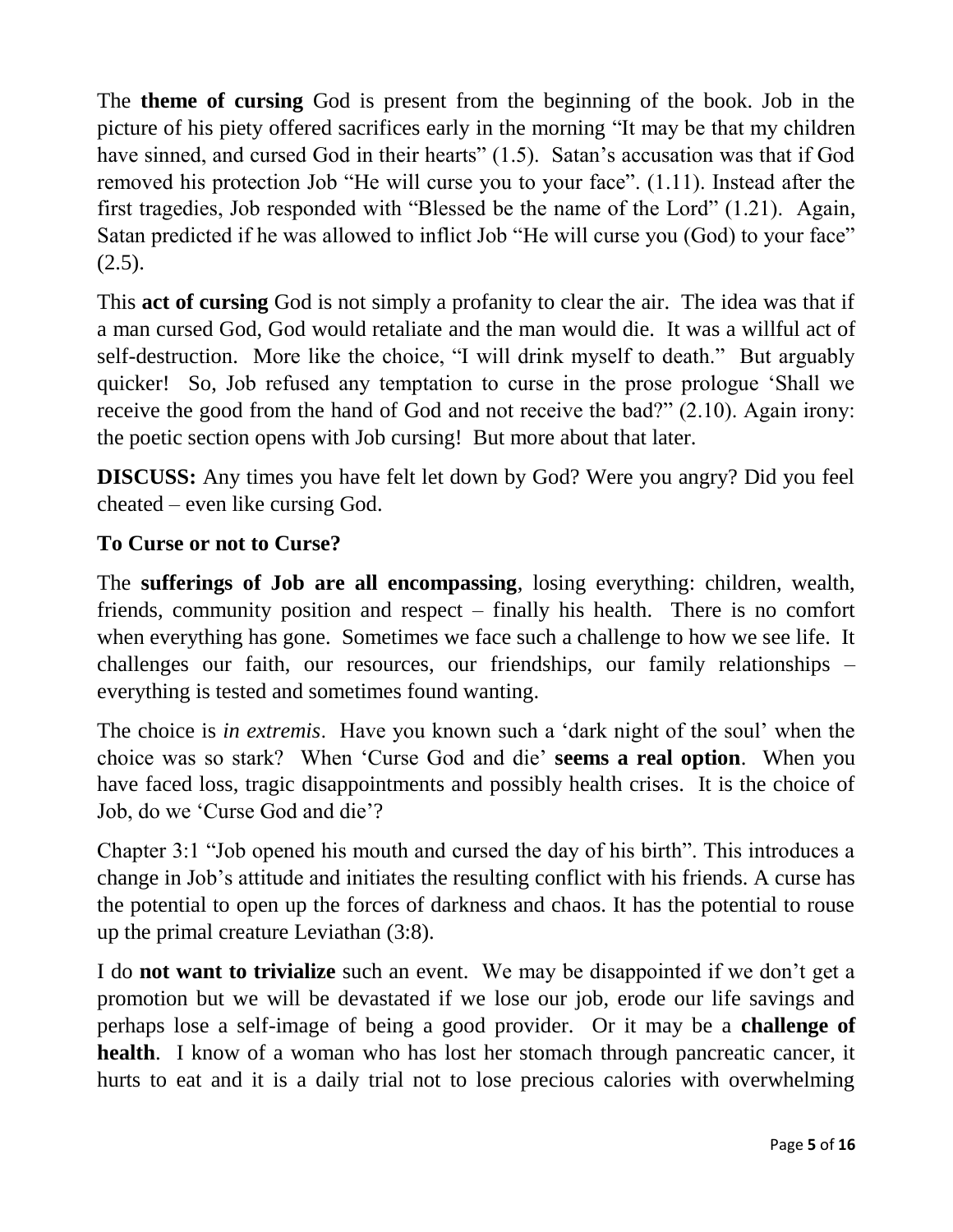The **theme of cursing** God is present from the beginning of the book. Job in the picture of his piety offered sacrifices early in the morning "It may be that my children have sinned, and cursed God in their hearts" (1.5). Satan's accusation was that if God removed his protection Job "He will curse you to your face". (1.11). Instead after the first tragedies, Job responded with "Blessed be the name of the Lord" (1.21). Again, Satan predicted if he was allowed to inflict Job "He will curse you (God) to your face" (2.5).

This **act of cursing** God is not simply a profanity to clear the air. The idea was that if a man cursed God, God would retaliate and the man would die. It was a willful act of self-destruction. More like the choice, "I will drink myself to death." But arguably quicker! So, Job refused any temptation to curse in the prose prologue 'Shall we receive the good from the hand of God and not receive the bad?" (2.10). Again irony: the poetic section opens with Job cursing! But more about that later.

**DISCUSS:** Any times you have felt let down by God? Were you angry? Did you feel cheated – even like cursing God.

### To Curse or not to Curse?

The **sufferings of Job are all encompassing**, losing everything: children, wealth, friends, community position and respect – finally his health. There is no comfort when everything has gone. Sometimes we face such a challenge to how we see life. It challenges our faith, our resources, our friendships, our family relationships – everything is tested and sometimes found wanting.

The choice is *in extremis*. Have you known such a 'dark night of the soul' when the choice was so stark? When 'Curse God and die' **seems a real option**. When you have faced loss, tragic disappointments and possibly health crises. It is the choice of Job, do we 'Curse God and die'?

Chapter 3:1 "Job opened his mouth and cursed the day of his birth". This introduces a change in Job's attitude and initiates the resulting conflict with his friends. A curse has the potential to open up the forces of darkness and chaos. It has the potential to rouse up the primal creature Leviathan (3:8).

I do **not want to trivialize** such an event. We may be disappointed if we don't get a promotion but we will be devastated if we lose our job, erode our life savings and perhaps lose a self-image of being a good provider. Or it may be a **challenge of health**. I know of a woman who has lost her stomach through pancreatic cancer, it hurts to eat and it is a daily trial not to lose precious calories with overwhelming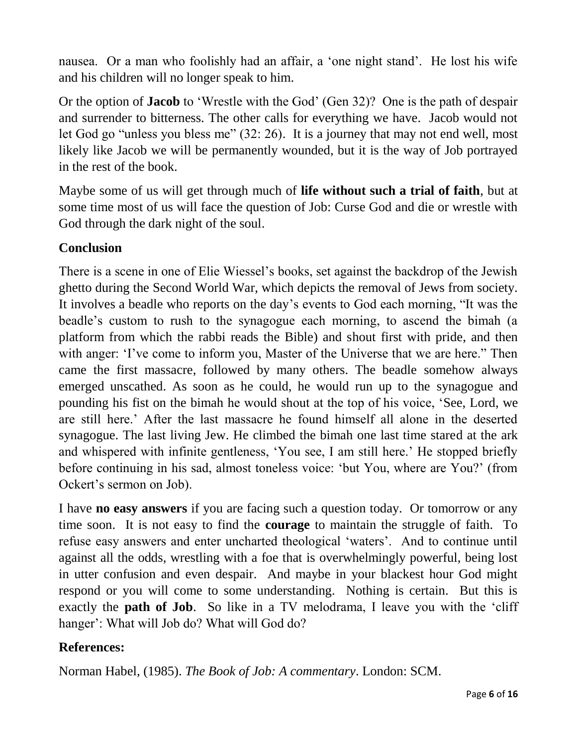nausea. Or a man who foolishly had an affair, a 'one night stand'. He lost his wife and his children will no longer speak to him.

Or the option of **Jacob** to 'Wrestle with the God' (Gen 32)? One is the path of despair and surrender to bitterness. The other calls for everything we have. Jacob would not let God go "unless you bless me" (32: 26). It is a journey that may not end well, most likely like Jacob we will be permanently wounded, but it is the way of Job portrayed in the rest of the book.

Maybe some of us will get through much of **life without such a trial of faith**, but at some time most of us will face the question of Job: Curse God and die or wrestle with God through the dark night of the soul.

## Conclusion

There is a scene in one of Elie Wiessel's books, set against the backdrop of the Jewish ghetto during the Second World War, which depicts the removal of Jews from society. It involves a beadle who reports on the day's events to God each morning, "It was the beadle's custom to rush to the synagogue each morning, to ascend the bimah (a platform from which the rabbi reads the Bible) and shout first with pride, and then with anger: 'I've come to inform you, Master of the Universe that we are here." Then came the first massacre, followed by many others. The beadle somehow always emerged unscathed. As soon as he could, he would run up to the synagogue and pounding his fist on the bimah he would shout at the top of his voice, 'See, Lord, we are still here.' After the last massacre he found himself all alone in the deserted synagogue. The last living Jew. He climbed the bimah one last time stared at the ark and whispered with infinite gentleness, 'You see, I am still here.' He stopped briefly before continuing in his sad, almost toneless voice: 'but You, where are You?' (from Ockert's sermon on Job).

I have **no easy answers** if you are facing such a question today. Or tomorrow or any time soon. It is not easy to find the **courage** to maintain the struggle of faith. To refuse easy answers and enter uncharted theological 'waters'. And to continue until against all the odds, wrestling with a foe that is overwhelmingly powerful, being lost in utter confusion and even despair. And maybe in your blackest hour God might respond or you will come to some understanding. Nothing is certain. But this is exactly the **path of Job**. So like in a TV melodrama, I leave you with the 'cliff hanger': What will Job do? What will God do?

## References:

Norman Habel, (1985). *The Book of Job: A commentary*. London: SCM.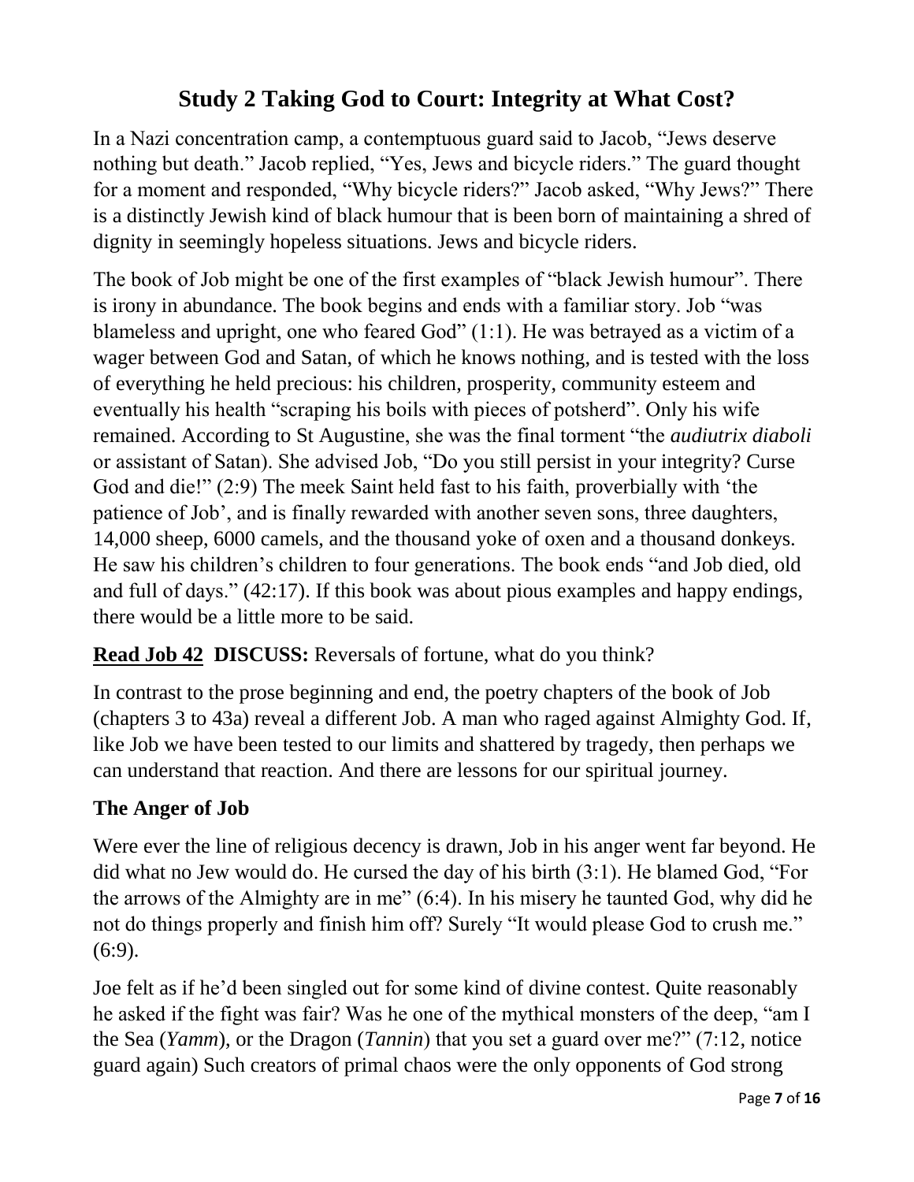# Study 2 Taking God to Court: Integrity at What Cost?

In a Nazi concentration camp, a contemptuous guard said to Jacob, “Jews deserve nothing but death.” Jacob replied, “Yes, Jews and bicycle riders.” The guard thought for a moment and responded, “Why bicycle riders?” Jacob asked, “Why Jews?” There is a distinctly Jewish kind of black humour that is been born of maintaining a shred of dignity in seemingly hopeless situations. Jews and bicycle riders.

The book of Job might be one of the first examples of “black Jewish humour”. There is irony in abundance. The book begins and ends with a familiar story. Job “was blameless and upright, one who feared God” (1:1). He was betrayed as a victim of a wager between God and Satan, of which he knows nothing, and is tested with the loss of everything he held precious: his children, prosperity, community esteem and eventually his health “scraping his boils with pieces of potsherd”. Only his wife remained. According to St Augustine, she was the final torment “the *audiutrix diaboli* or assistant of Satan). She advised Job, “Do you still persist in your integrity? Curse God and die!” (2:9) The meek Saint held fast to his faith, proverbially with ‘the patience of Job’, and is finally rewarded with another seven sons, three daughters, 14,000 sheep, 6000 camels, and the thousand yoke of oxen and a thousand donkeys. He saw his children’s children to four generations. The book ends “and Job died, old and full of days.” (42:17). If this book was about pious examples and happy endings, there would be a little more to be said.

**Read Job 42** **DISCUSS:** Reversals of fortune, what do you think?

In contrast to the prose beginning and end, the poetry chapters of the book of Job (chapters 3 to 43a) reveal a different Job. A man who raged against Almighty God. If, like Job we have been tested to our limits and shattered by tragedy, then perhaps we can understand that reaction. And there are lessons for our spiritual journey.

### The Anger of Job

Were ever the line of religious decency is drawn, Job in his anger went far beyond. He did what no Jew would do. He cursed the day of his birth (3:1). He blamed God, “For the arrows of the Almighty are in me” (6:4). In his misery he taunted God, why did he not do things properly and finish him off? Surely “It would please God to crush me.” (6:9).

Joe felt as if he’d been singled out for some kind of divine contest. Quite reasonably he asked if the fight was fair? Was he one of the mythical monsters of the deep, “am I the Sea (*Yamm*), or the Dragon (*Tannin*) that you set a guard over me?” (7:12, notice guard again) Such creators of primal chaos were the only opponents of God strong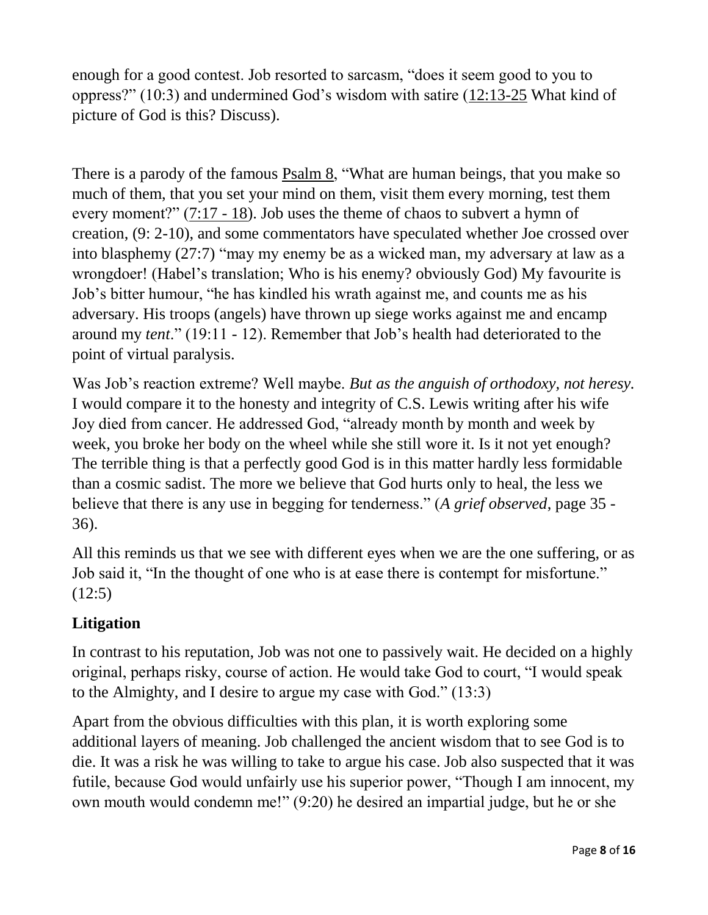enough for a good contest. Job resorted to sarcasm, "does it seem good to you to oppress?" (10:3) and undermined God's wisdom with satire (12:13-25 What kind of picture of God is this? Discuss).

There is a parody of the famous Psalm 8, "What are human beings, that you make so much of them, that you set your mind on them, visit them every morning, test them every moment?" (7:17 - 18). Job uses the theme of chaos to subvert a hymn of creation, (9: 2-10), and some commentators have speculated whether Joe crossed over into blasphemy (27:7) "may my enemy be as a wicked man, my adversary at law as a wrongdoer! (Habel's translation; Who is his enemy? obviously God) My favourite is Job's bitter humour, "he has kindled his wrath against me, and counts me as his adversary. His troops (angels) have thrown up siege works against me and encamp around my *tent*." (19:11 - 12). Remember that Job's health had deteriorated to the point of virtual paralysis.

Was Job's reaction extreme? Well maybe. *But as the anguish of orthodoxy, not heresy.* I would compare it to the honesty and integrity of C.S. Lewis writing after his wife Joy died from cancer. He addressed God, "already month by month and week by week, you broke her body on the wheel while she still wore it. Is it not yet enough? The terrible thing is that a perfectly good God is in this matter hardly less formidable than a cosmic sadist. The more we believe that God hurts only to heal, the less we believe that there is any use in begging for tenderness." (*A grief observed*, page 35 - 36).

All this reminds us that we see with different eyes when we are the one suffering, or as Job said it, "In the thought of one who is at ease there is contempt for misfortune." (12:5)

## Litigation

In contrast to his reputation, Job was not one to passively wait. He decided on a highly original, perhaps risky, course of action. He would take God to court, "I would speak to the Almighty, and I desire to argue my case with God." (13:3)

Apart from the obvious difficulties with this plan, it is worth exploring some additional layers of meaning. Job challenged the ancient wisdom that to see God is to die. It was a risk he was willing to take to argue his case. Job also suspected that it was futile, because God would unfairly use his superior power, "Though I am innocent, my own mouth would condemn me!" (9:20) he desired an impartial judge, but he or she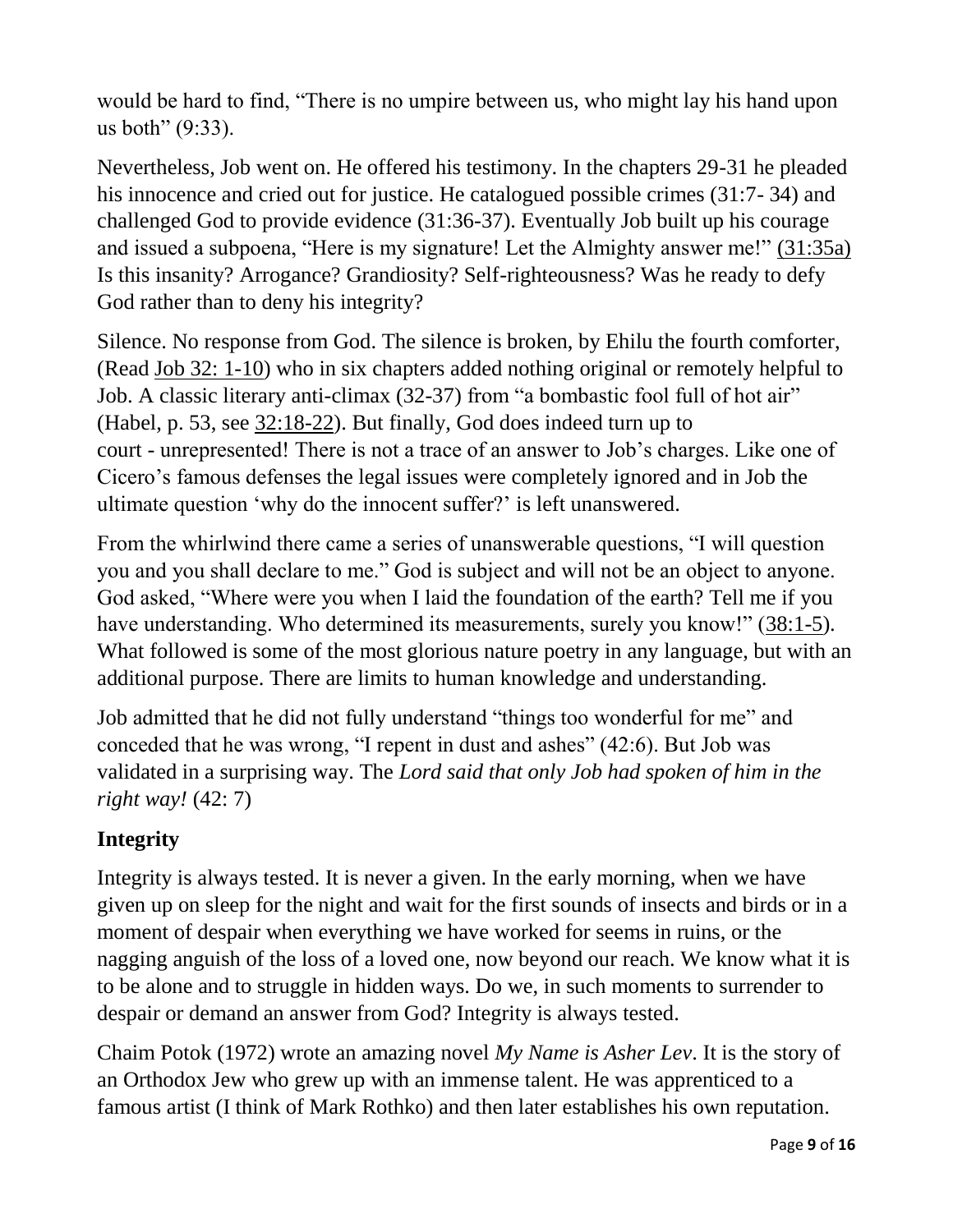would be hard to find, "There is no umpire between us, who might lay his hand upon us both" (9:33).

Nevertheless, Job went on. He offered his testimony. In the chapters 29-31 he pleaded his innocence and cried out for justice. He catalogued possible crimes (31:7- 34) and challenged God to provide evidence (31:36-37). Eventually Job built up his courage and issued a subpoena, "Here is my signature! Let the Almighty answer me!" (31:35a) Is this insanity? Arrogance? Grandiosity? Self-righteousness? Was he ready to defy God rather than to deny his integrity?

Silence. No response from God. The silence is broken, by Ehilu the fourth comforter, (Read Job 32: 1-10) who in six chapters added nothing original or remotely helpful to Job. A classic literary anti-climax (32-37) from "a bombastic fool full of hot air" (Habel, p. 53, see 32:18-22). But finally, God does indeed turn up to court - unrepresented! There is not a trace of an answer to Job's charges. Like one of Cicero's famous defenses the legal issues were completely ignored and in Job the ultimate question 'why do the innocent suffer?' is left unanswered.

From the whirlwind there came a series of unanswerable questions, "I will question you and you shall declare to me." God is subject and will not be an object to anyone. God asked, "Where were you when I laid the foundation of the earth? Tell me if you have understanding. Who determined its measurements, surely you know!" (38:1-5). What followed is some of the most glorious nature poetry in any language, but with an additional purpose. There are limits to human knowledge and understanding.

Job admitted that he did not fully understand "things too wonderful for me" and conceded that he was wrong, "I repent in dust and ashes" (42:6). But Job was validated in a surprising way. The *Lord said that only Job had spoken of him in the right way!* (42: 7)

## Integrity

Integrity is always tested. It is never a given. In the early morning, when we have given up on sleep for the night and wait for the first sounds of insects and birds or in a moment of despair when everything we have worked for seems in ruins, or the nagging anguish of the loss of a loved one, now beyond our reach. We know what it is to be alone and to struggle in hidden ways. Do we, in such moments to surrender to despair or demand an answer from God? Integrity is always tested.

Chaim Potok (1972) wrote an amazing novel *My Name is Asher Lev*. It is the story of an Orthodox Jew who grew up with an immense talent. He was apprenticed to a famous artist (I think of Mark Rothko) and then later establishes his own reputation.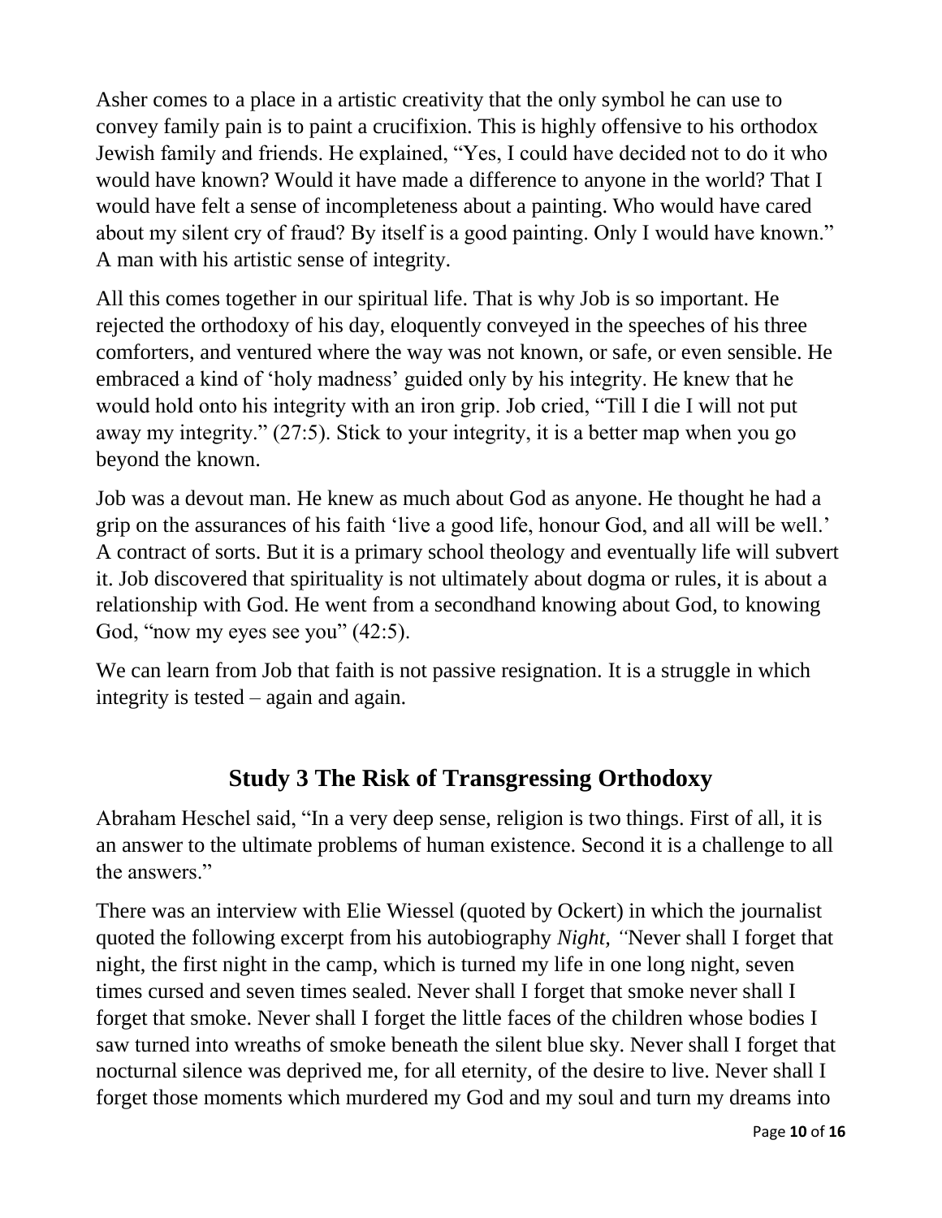Asher comes to a place in a artistic creativity that the only symbol he can use to convey family pain is to paint a crucifixion. This is highly offensive to his orthodox Jewish family and friends. He explained, "Yes, I could have decided not to do it who would have known? Would it have made a difference to anyone in the world? That I would have felt a sense of incompleteness about a painting. Who would have cared about my silent cry of fraud? By itself is a good painting. Only I would have known." A man with his artistic sense of integrity.

All this comes together in our spiritual life. That is why Job is so important. He rejected the orthodoxy of his day, eloquently conveyed in the speeches of his three comforters, and ventured where the way was not known, or safe, or even sensible. He embraced a kind of 'holy madness' guided only by his integrity. He knew that he would hold onto his integrity with an iron grip. Job cried, "Till I die I will not put away my integrity." (27:5). Stick to your integrity, it is a better map when you go beyond the known.

Job was a devout man. He knew as much about God as anyone. He thought he had a grip on the assurances of his faith 'live a good life, honour God, and all will be well.' A contract of sorts. But it is a primary school theology and eventually life will subvert it. Job discovered that spirituality is not ultimately about dogma or rules, it is about a relationship with God. He went from a secondhand knowing about God, to knowing God, "now my eyes see you" (42:5).

We can learn from Job that faith is not passive resignation. It is a struggle in which integrity is tested – again and again.

## Study 3 The Risk of Transgressing Orthodoxy

Abraham Heschel said, "In a very deep sense, religion is two things. First of all, it is an answer to the ultimate problems of human existence. Second it is a challenge to all the answers."

There was an interview with Elie Wiessel (quoted by Ockert) in which the journalist quoted the following excerpt from his autobiography *Night, "*Never shall I forget that night, the first night in the camp, which is turned my life in one long night, seven times cursed and seven times sealed. Never shall I forget that smoke never shall I forget that smoke. Never shall I forget the little faces of the children whose bodies I saw turned into wreaths of smoke beneath the silent blue sky. Never shall I forget that nocturnal silence was deprived me, for all eternity, of the desire to live. Never shall I forget those moments which murdered my God and my soul and turn my dreams into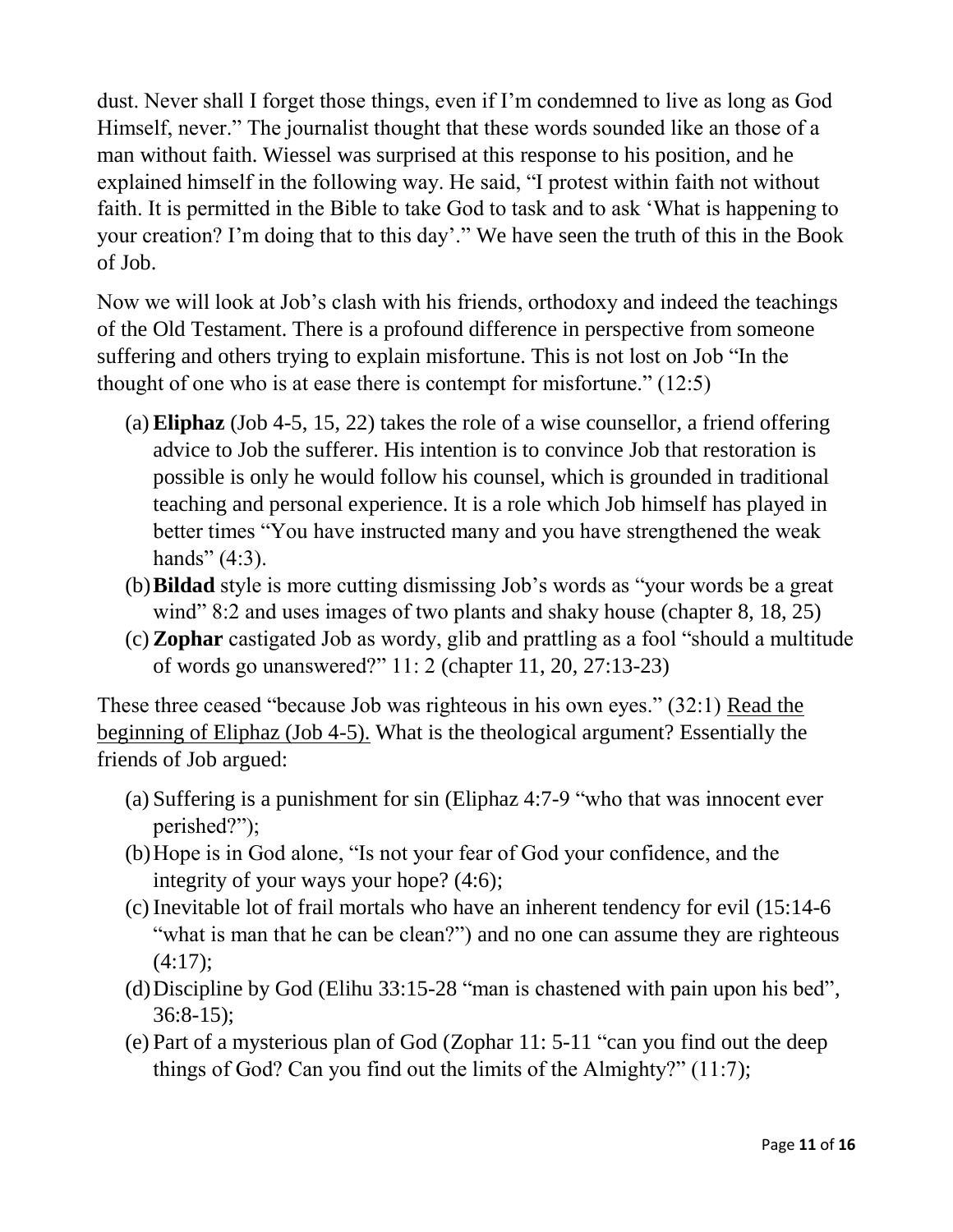dust. Never shall I forget those things, even if I'm condemned to live as long as God Himself, never." The journalist thought that these words sounded like an those of a man without faith. Wiessel was surprised at this response to his position, and he explained himself in the following way. He said, "I protest within faith not without faith. It is permitted in the Bible to take God to task and to ask 'What is happening to your creation? I'm doing that to this day'." We have seen the truth of this in the Book of Job.

Now we will look at Job's clash with his friends, orthodoxy and indeed the teachings of the Old Testament. There is a profound difference in perspective from someone suffering and others trying to explain misfortune. This is not lost on Job "In the thought of one who is at ease there is contempt for misfortune." (12:5)

(a) **Eliphaz** (Job 4-5, 15, 22) takes the role of a wise counsellor, a friend offering advice to Job the sufferer. His intention is to convince Job that restoration is possible is only he would follow his counsel, which is grounded in traditional teaching and personal experience. It is a role which Job himself has played in better times "You have instructed many and you have strengthened the weak hands" (4:3).

(b) **Bildad** style is more cutting dismissing Job's words as "your words be a great wind" 8:2 and uses images of two plants and shaky house (chapter 8, 18, 25)

(c) **Zophar** castigated Job as wordy, glib and prattling as a fool "should a multitude of words go unanswered?" 11: 2 (chapter 11, 20, 27:13-23)

These three ceased "because Job was righteous in his own eyes." (32:1) <u>Read the beginning of Eliphaz (Job 4-5).</u> What is the theological argument? Essentially the friends of Job argued:

(a) Suffering is a punishment for sin (Eliphaz 4:7-9 "who that was innocent ever perished?");

(b) Hope is in God alone, "Is not your fear of God your confidence, and the integrity of your ways your hope? (4:6);

(c) Inevitable lot of frail mortals who have an inherent tendency for evil (15:14-6 "what is man that he can be clean?") and no one can assume they are righteous (4:17);

(d) Discipline by God (Elihu 33:15-28 "man is chastened with pain upon his bed", 36:8-15);

(e) Part of a mysterious plan of God (Zophar 11: 5-11 "can you find out the deep things of God? Can you find out the limits of the Almighty?" (11:7);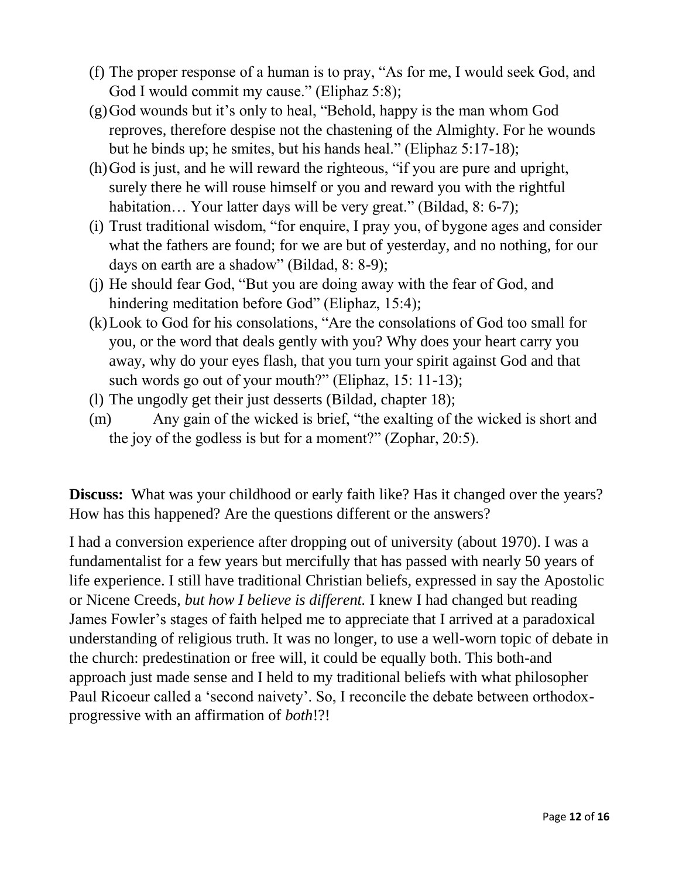(f) The proper response of a human is to pray, "As for me, I would seek God, and God I would commit my cause." (Eliphaz 5:8);

(g) God wounds but it's only to heal, "Behold, happy is the man whom God reproves, therefore despise not the chastening of the Almighty. For he wounds but he binds up; he smites, but his hands heal." (Eliphaz 5:17-18);

(h) God is just, and he will reward the righteous, "if you are pure and upright, surely there he will rouse himself or you and reward you with the rightful habitation… Your latter days will be very great." (Bildad, 8: 6-7);

(i) Trust traditional wisdom, "for enquire, I pray you, of bygone ages and consider what the fathers are found; for we are but of yesterday, and no nothing, for our days on earth are a shadow" (Bildad, 8: 8-9);

(j) He should fear God, "But you are doing away with the fear of God, and hindering meditation before God" (Eliphaz, 15:4);

(k) Look to God for his consolations, "Are the consolations of God too small for you, or the word that deals gently with you? Why does your heart carry you away, why do your eyes flash, that you turn your spirit against God and that such words go out of your mouth?" (Eliphaz, 15: 11-13);

(l) The ungodly get their just desserts (Bildad, chapter 18);

(m) Any gain of the wicked is brief, "the exalting of the wicked is short and the joy of the godless is but for a moment?" (Zophar, 20:5).

**Discuss:** What was your childhood or early faith like? Has it changed over the years? How has this happened? Are the questions different or the answers?

I had a conversion experience after dropping out of university (about 1970). I was a fundamentalist for a few years but mercifully that has passed with nearly 50 years of life experience. I still have traditional Christian beliefs, expressed in say the Apostolic or Nicene Creeds, *but how I believe is different.* I knew I had changed but reading James Fowler's stages of faith helped me to appreciate that I arrived at a paradoxical understanding of religious truth. It was no longer, to use a well-worn topic of debate in the church: predestination or free will, it could be equally both. This both-and approach just made sense and I held to my traditional beliefs with what philosopher Paul Ricoeur called a 'second naivety'. So, I reconcile the debate between orthodox-progressive with an affirmation of *both*!?!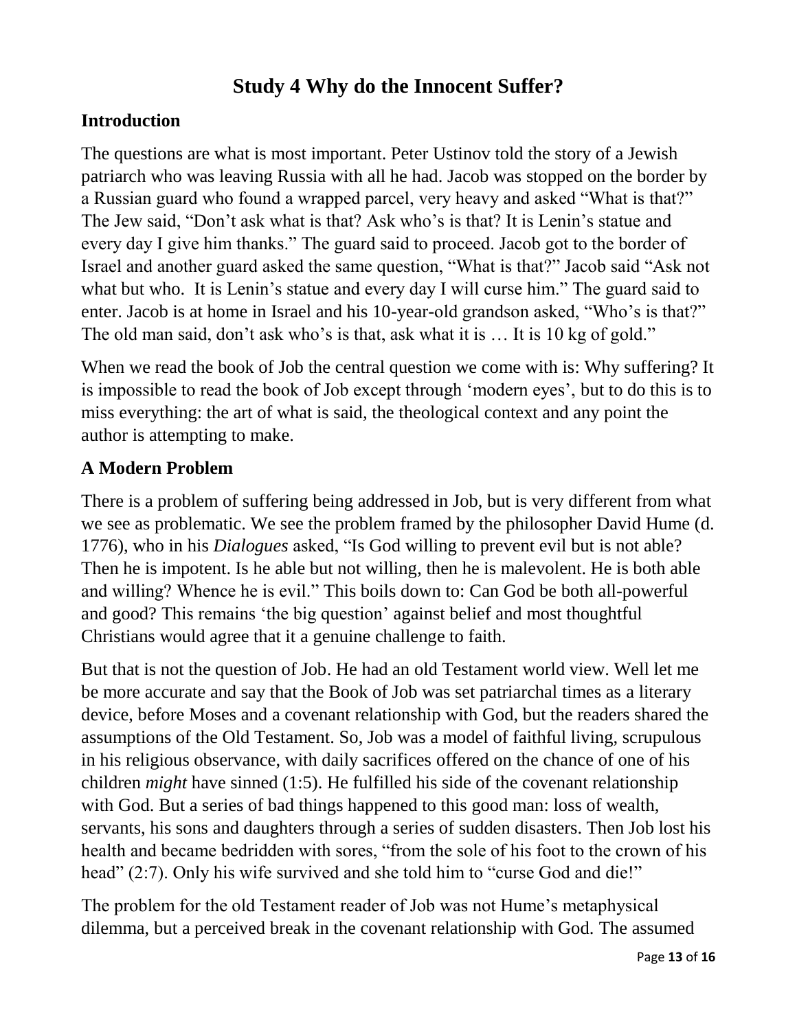# Study 4 Why do the Innocent Suffer?

## Introduction

The questions are what is most important. Peter Ustinov told the story of a Jewish patriarch who was leaving Russia with all he had. Jacob was stopped on the border by a Russian guard who found a wrapped parcel, very heavy and asked "What is that?" The Jew said, "Don't ask what is that? Ask who's is that? It is Lenin's statue and every day I give him thanks." The guard said to proceed. Jacob got to the border of Israel and another guard asked the same question, "What is that?" Jacob said "Ask not what but who. It is Lenin's statue and every day I will curse him." The guard said to enter. Jacob is at home in Israel and his 10-year-old grandson asked, "Who's is that?" The old man said, don't ask who's is that, ask what it is … It is 10 kg of gold."

When we read the book of Job the central question we come with is: Why suffering? It is impossible to read the book of Job except through 'modern eyes', but to do this is to miss everything: the art of what is said, the theological context and any point the author is attempting to make.

## A Modern Problem

There is a problem of suffering being addressed in Job, but is very different from what we see as problematic. We see the problem framed by the philosopher David Hume (d. 1776), who in his *Dialogues* asked, "Is God willing to prevent evil but is not able? Then he is impotent. Is he able but not willing, then he is malevolent. He is both able and willing? Whence he is evil." This boils down to: Can God be both all-powerful and good? This remains 'the big question' against belief and most thoughtful Christians would agree that it a genuine challenge to faith.

But that is not the question of Job. He had an old Testament world view. Well let me be more accurate and say that the Book of Job was set patriarchal times as a literary device, before Moses and a covenant relationship with God, but the readers shared the assumptions of the Old Testament. So, Job was a model of faithful living, scrupulous in his religious observance, with daily sacrifices offered on the chance of one of his children *might* have sinned (1:5). He fulfilled his side of the covenant relationship with God. But a series of bad things happened to this good man: loss of wealth, servants, his sons and daughters through a series of sudden disasters. Then Job lost his health and became bedridden with sores, "from the sole of his foot to the crown of his head" (2:7). Only his wife survived and she told him to "curse God and die!"

The problem for the old Testament reader of Job was not Hume's metaphysical dilemma, but a perceived break in the covenant relationship with God. The assumed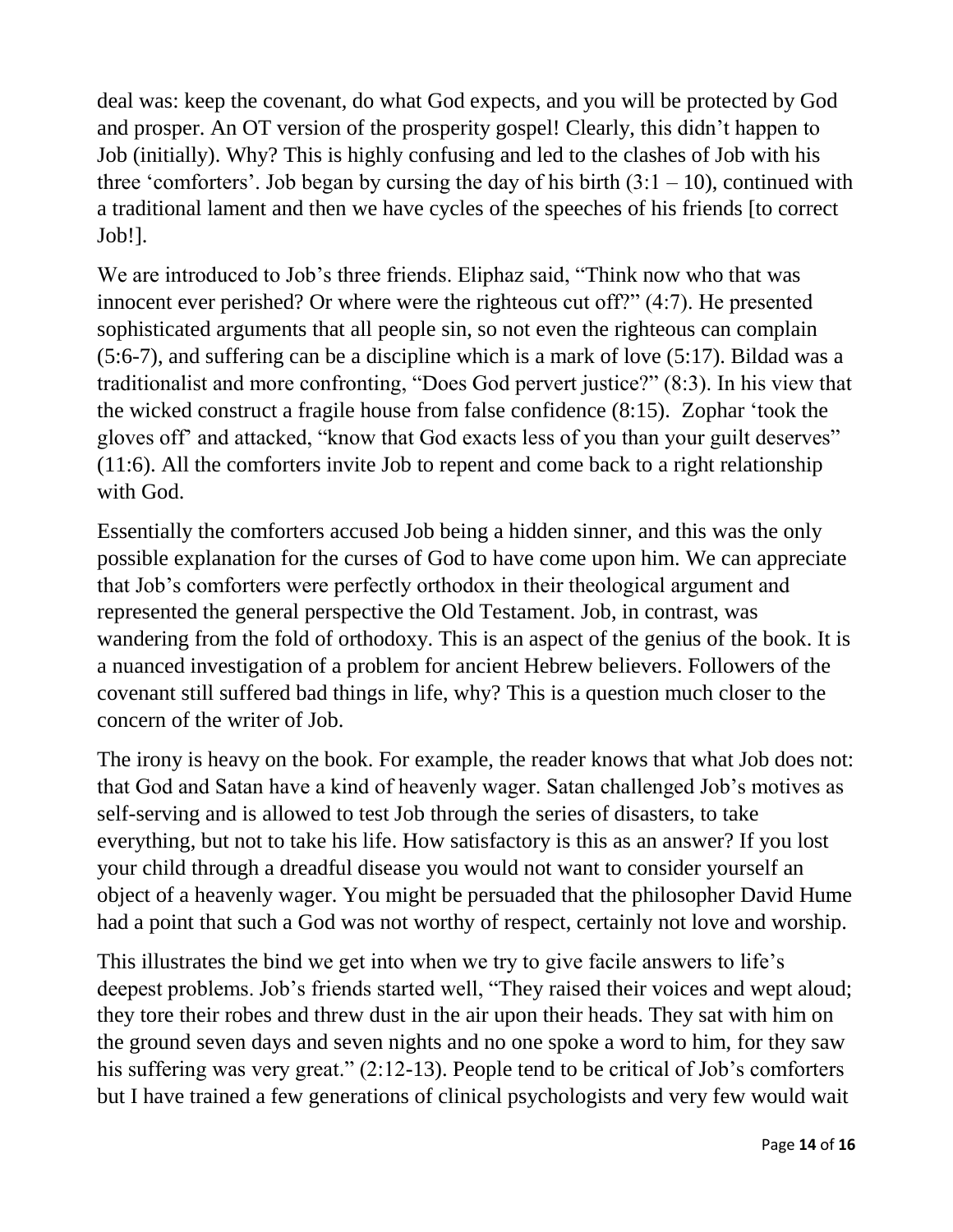deal was: keep the covenant, do what God expects, and you will be protected by God and prosper. An OT version of the prosperity gospel! Clearly, this didn't happen to Job (initially). Why? This is highly confusing and led to the clashes of Job with his three 'comforters'. Job began by cursing the day of his birth (3:1 – 10), continued with a traditional lament and then we have cycles of the speeches of his friends [to correct Job!].

We are introduced to Job's three friends. Eliphaz said, "Think now who that was innocent ever perished? Or where were the righteous cut off?" (4:7). He presented sophisticated arguments that all people sin, so not even the righteous can complain (5:6-7), and suffering can be a discipline which is a mark of love (5:17). Bildad was a traditionalist and more confronting, "Does God pervert justice?" (8:3). In his view that the wicked construct a fragile house from false confidence (8:15). Zophar 'took the gloves off' and attacked, "know that God exacts less of you than your guilt deserves" (11:6). All the comforters invite Job to repent and come back to a right relationship with God.

Essentially the comforters accused Job being a hidden sinner, and this was the only possible explanation for the curses of God to have come upon him. We can appreciate that Job's comforters were perfectly orthodox in their theological argument and represented the general perspective the Old Testament. Job, in contrast, was wandering from the fold of orthodoxy. This is an aspect of the genius of the book. It is a nuanced investigation of a problem for ancient Hebrew believers. Followers of the covenant still suffered bad things in life, why? This is a question much closer to the concern of the writer of Job.

The irony is heavy on the book. For example, the reader knows that what Job does not: that God and Satan have a kind of heavenly wager. Satan challenged Job's motives as self-serving and is allowed to test Job through the series of disasters, to take everything, but not to take his life. How satisfactory is this as an answer? If you lost your child through a dreadful disease you would not want to consider yourself an object of a heavenly wager. You might be persuaded that the philosopher David Hume had a point that such a God was not worthy of respect, certainly not love and worship.

This illustrates the bind we get into when we try to give facile answers to life's deepest problems. Job's friends started well, "They raised their voices and wept aloud; they tore their robes and threw dust in the air upon their heads. They sat with him on the ground seven days and seven nights and no one spoke a word to him, for they saw his suffering was very great." (2:12-13). People tend to be critical of Job's comforters but I have trained a few generations of clinical psychologists and very few would wait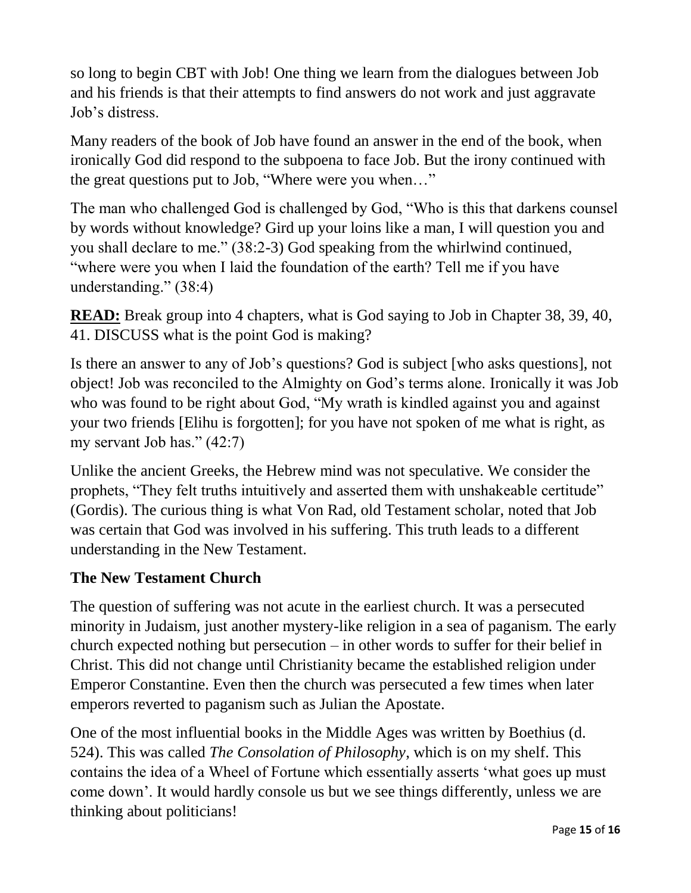so long to begin CBT with Job! One thing we learn from the dialogues between Job and his friends is that their attempts to find answers do not work and just aggravate Job's distress.

Many readers of the book of Job have found an answer in the end of the book, when ironically God did respond to the subpoena to face Job. But the irony continued with the great questions put to Job, "Where were you when…"

The man who challenged God is challenged by God, "Who is this that darkens counsel by words without knowledge? Gird up your loins like a man, I will question you and you shall declare to me." (38:2-3) God speaking from the whirlwind continued, "where were you when I laid the foundation of the earth? Tell me if you have understanding." (38:4)

**READ:** Break group into 4 chapters, what is God saying to Job in Chapter 38, 39, 40, 41. DISCUSS what is the point God is making?

Is there an answer to any of Job's questions? God is subject [who asks questions], not object! Job was reconciled to the Almighty on God's terms alone. Ironically it was Job who was found to be right about God, "My wrath is kindled against you and against your two friends [Elihu is forgotten]; for you have not spoken of me what is right, as my servant Job has." (42:7)

Unlike the ancient Greeks, the Hebrew mind was not speculative. We consider the prophets, "They felt truths intuitively and asserted them with unshakeable certitude" (Gordis). The curious thing is what Von Rad, old Testament scholar, noted that Job was certain that God was involved in his suffering. This truth leads to a different understanding in the New Testament.

## The New Testament Church

The question of suffering was not acute in the earliest church. It was a persecuted minority in Judaism, just another mystery-like religion in a sea of paganism. The early church expected nothing but persecution – in other words to suffer for their belief in Christ. This did not change until Christianity became the established religion under Emperor Constantine. Even then the church was persecuted a few times when later emperors reverted to paganism such as Julian the Apostate.

One of the most influential books in the Middle Ages was written by Boethius (d. 524). This was called *The Consolation of Philosophy*, which is on my shelf. This contains the idea of a Wheel of Fortune which essentially asserts 'what goes up must come down'. It would hardly console us but we see things differently, unless we are thinking about politicians!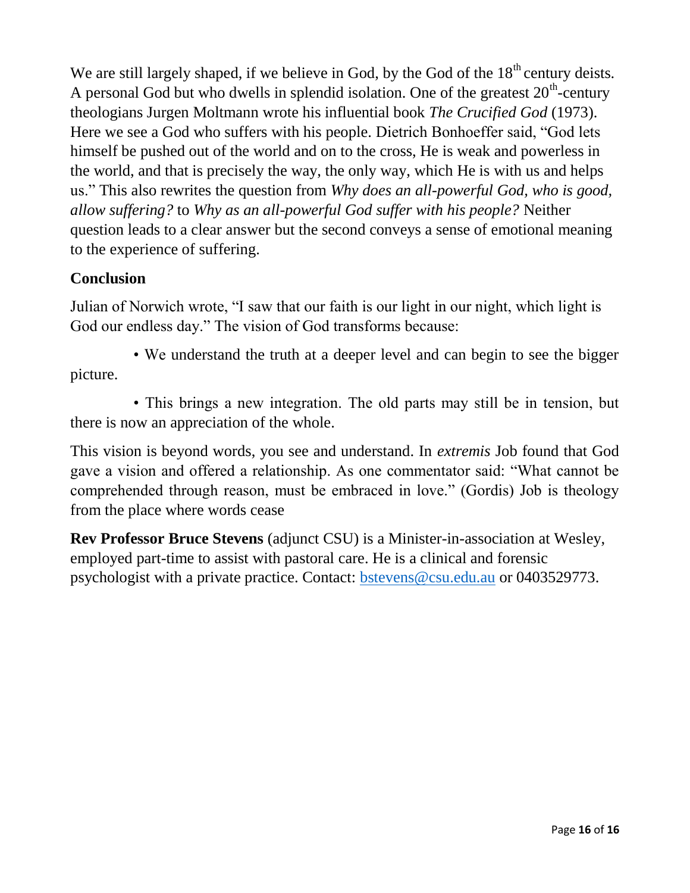We are still largely shaped, if we believe in God, by the God of the 18th century deists. A personal God but who dwells in splendid isolation. One of the greatest 20th-century theologians Jurgen Moltmann wrote his influential book *The Crucified God* (1973). Here we see a God who suffers with his people. Dietrich Bonhoeffer said, "God lets himself be pushed out of the world and on to the cross, He is weak and powerless in the world, and that is precisely the way, the only way, which He is with us and helps us." This also rewrites the question from *Why does an all-powerful God, who is good, allow suffering?* to *Why as an all-powerful God suffer with his people?* Neither question leads to a clear answer but the second conveys a sense of emotional meaning to the experience of suffering.

**Conclusion**

Julian of Norwich wrote, "I saw that our faith is our light in our night, which light is God our endless day." The vision of God transforms because:

- We understand the truth at a deeper level and can begin to see the bigger picture.
- This brings a new integration. The old parts may still be in tension, but there is now an appreciation of the whole.

This vision is beyond words, you see and understand. In *extremis* Job found that God gave a vision and offered a relationship. As one commentator said: "What cannot be comprehended through reason, must be embraced in love." (Gordis) Job is theology from the place where words cease

**Rev Professor Bruce Stevens** (adjunct CSU) is a Minister-in-association at Wesley, employed part-time to assist with pastoral care. He is a clinical and forensic psychologist with a private practice. Contact: bstevens@csu.edu.au or 0403529773.